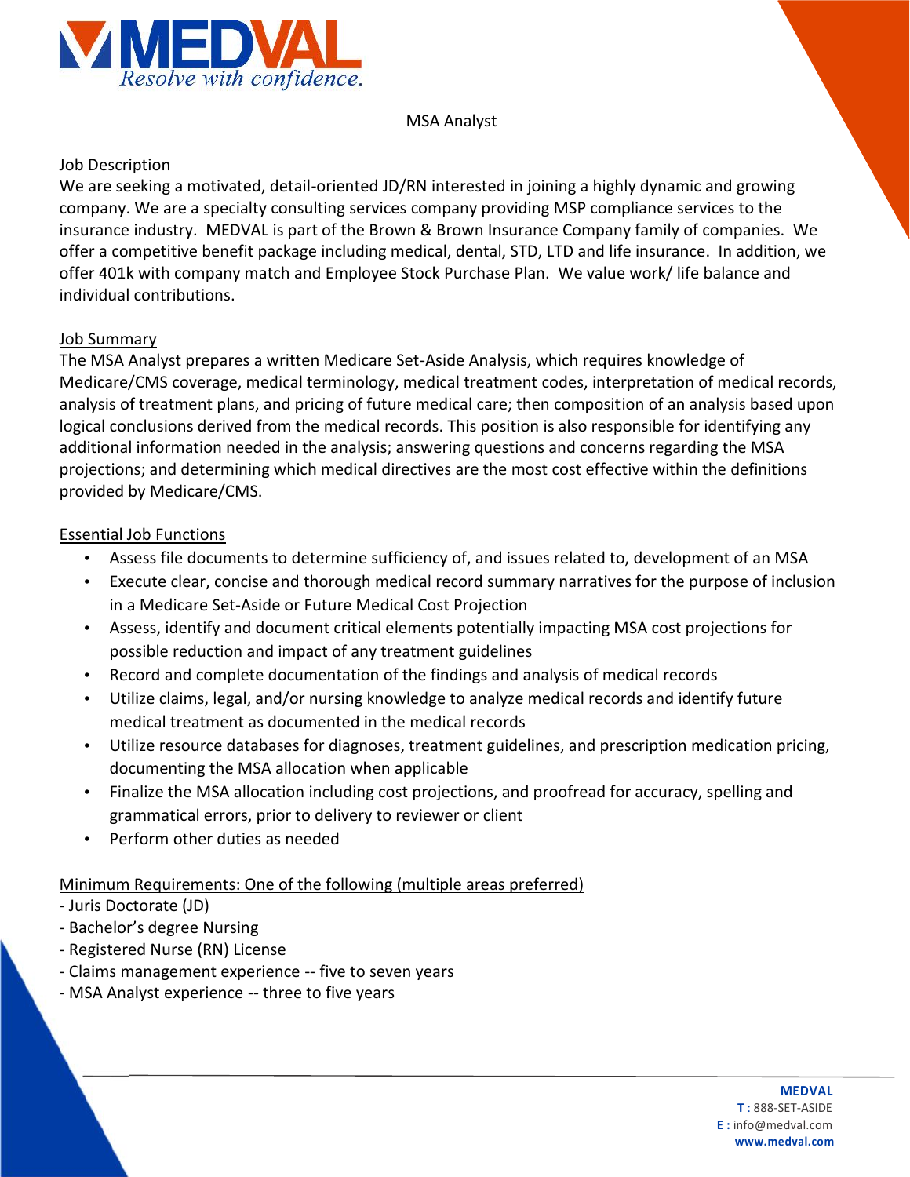MEDVAL
*Resolve with confidence.*

# MSA Analyst

## Job Description

We are seeking a motivated, detail-oriented JD/RN interested in joining a highly dynamic and growing company. We are a specialty consulting services company providing MSP compliance services to the insurance industry. MEDVAL is part of the Brown & Brown Insurance Company family of companies. We offer a competitive benefit package including medical, dental, STD, LTD and life insurance. In addition, we offer 401k with company match and Employee Stock Purchase Plan. We value work/ life balance and individual contributions.

## Job Summary

The MSA Analyst prepares a written Medicare Set-Aside Analysis, which requires knowledge of Medicare/CMS coverage, medical terminology, medical treatment codes, interpretation of medical records, analysis of treatment plans, and pricing of future medical care; then composition of an analysis based upon logical conclusions derived from the medical records. This position is also responsible for identifying any additional information needed in the analysis; answering questions and concerns regarding the MSA projections; and determining which medical directives are the most cost effective within the definitions provided by Medicare/CMS.

## Essential Job Functions

- Assess file documents to determine sufficiency of, and issues related to, development of an MSA
- Execute clear, concise and thorough medical record summary narratives for the purpose of inclusion in a Medicare Set-Aside or Future Medical Cost Projection
- Assess, identify and document critical elements potentially impacting MSA cost projections for possible reduction and impact of any treatment guidelines
- Record and complete documentation of the findings and analysis of medical records
- Utilize claims, legal, and/or nursing knowledge to analyze medical records and identify future medical treatment as documented in the medical records
- Utilize resource databases for diagnoses, treatment guidelines, and prescription medication pricing, documenting the MSA allocation when applicable
- Finalize the MSA allocation including cost projections, and proofread for accuracy, spelling and grammatical errors, prior to delivery to reviewer or client
- Perform other duties as needed

## Minimum Requirements: One of the following (multiple areas preferred)

- Juris Doctorate (JD)
- Bachelor's degree Nursing
- Registered Nurse (RN) License
- Claims management experience -- five to seven years
- MSA Analyst experience -- three to five years

**MEDVAL**
**T** : 888-SET-ASIDE
**E :** info@medval.com
**www.medval.com**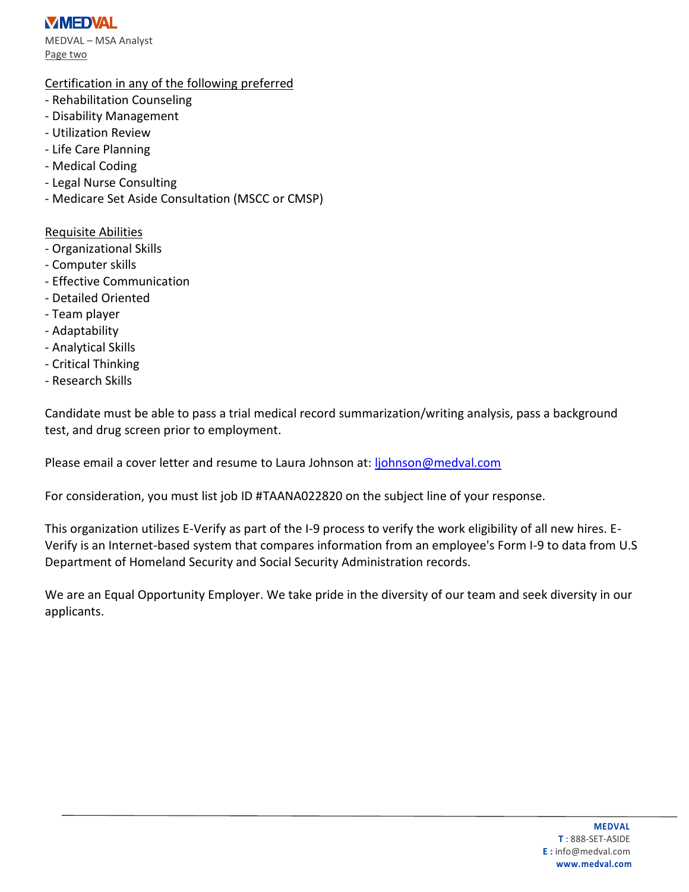Certification in any of the following preferred

- Rehabilitation Counseling
- Disability Management
- Utilization Review
- Life Care Planning
- Medical Coding
- Legal Nurse Consulting
- Medicare Set Aside Consultation (MSCC or CMSP)

Requisite Abilities

- Organizational Skills
- Computer skills
- Effective Communication
- Detailed Oriented
- Team player
- Adaptability
- Analytical Skills
- Critical Thinking
- Research Skills

Candidate must be able to pass a trial medical record summarization/writing analysis, pass a background test, and drug screen prior to employment.

Please email a cover letter and resume to Laura Johnson at: ljohnson@medval.com

For consideration, you must list job ID #TAANA022820 on the subject line of your response.

This organization utilizes E-Verify as part of the I-9 process to verify the work eligibility of all new hires. E-Verify is an Internet-based system that compares information from an employee's Form I-9 to data from U.S Department of Homeland Security and Social Security Administration records.

We are an Equal Opportunity Employer. We take pride in the diversity of our team and seek diversity in our applicants.